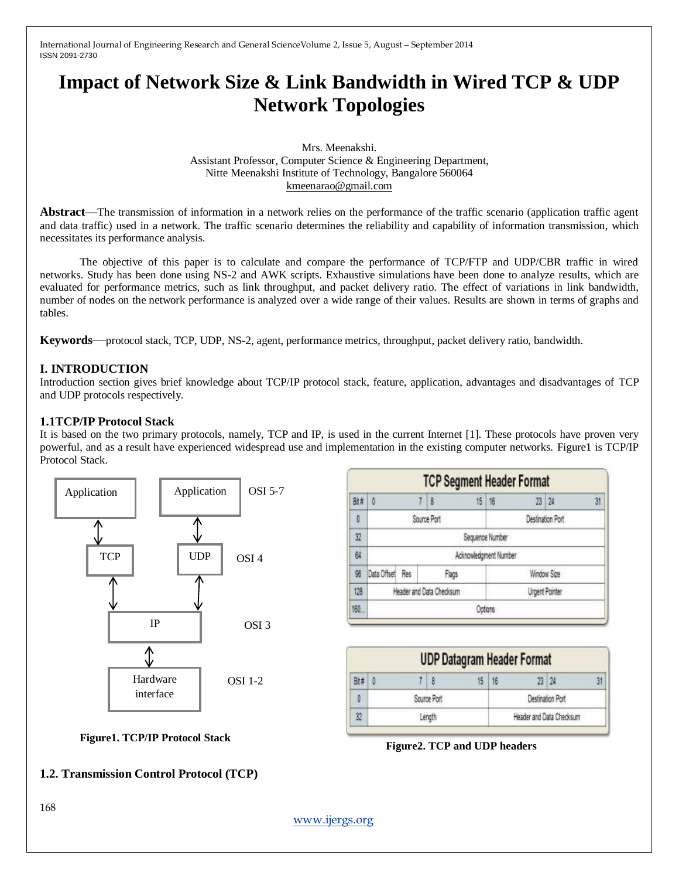# Impact of Network Size & Link Bandwidth in Wired TCP & UDP Network Topologies

Mrs. Meenakshi.
Assistant Professor, Computer Science & Engineering Department,
Nitte Meenakshi Institute of Technology, Bangalore 560064
kmeenarao@gmail.com

**Abstract**—The transmission of information in a network relies on the performance of the traffic scenario (application traffic agent and data traffic) used in a network. The traffic scenario determines the reliability and capability of information transmission, which necessitates its performance analysis.

The objective of this paper is to calculate and compare the performance of TCP/FTP and UDP/CBR traffic in wired networks. Study has been done using NS-2 and AWK scripts. Exhaustive simulations have been done to analyze results, which are evaluated for performance metrics, such as link throughput, and packet delivery ratio. The effect of variations in link bandwidth, number of nodes on the network performance is analyzed over a wide range of their values. Results are shown in terms of graphs and tables.

**Keywords**—protocol stack, TCP, UDP, NS-2, agent, performance metrics, throughput, packet delivery ratio, bandwidth.

## I. INTRODUCTION

Introduction section gives brief knowledge about TCP/IP protocol stack, feature, application, advantages and disadvantages of TCP and UDP protocols respectively.

### 1.1TCP/IP Protocol Stack

It is based on the two primary protocols, namely, TCP and IP, is used in the current Internet [1]. These protocols have proven very powerful, and as a result have experienced widespread use and implementation in the existing computer networks. Figure1 is TCP/IP Protocol Stack.

| | | |
|---|---|---|
| Application | Application | OSI 5-7 |
| TCP | UDP | OSI 4 |
| IP | | OSI 3 |
| Hardware interface | | OSI 1-2 |

**Figure1. TCP/IP Protocol Stack**

**TCP Segment Header Format**

| Bit # | 0–7 | 8–15 | 16–23 | 24–31 |
|---|---|---|---|---|
| 0 | Source Port | | Destination Port | |
| 32 | Sequence Number | | | |
| 64 | Acknowledgment Number | | | |
| 96 | Data Offset / Res | Flags | Window Size | |
| 128 | Header and Data Checksum | | Urgent Pointer | |
| 160... | Options | | | |

**UDP Datagram Header Format**

| Bit # | 0–7 | 8–15 | 16–23 | 24–31 |
|---|---|---|---|---|
| 0 | Source Port | | Destination Port | |
| 32 | Length | | Header and Data Checksum | |

**Figure2. TCP and UDP headers**

### 1.2. Transmission Control Protocol (TCP)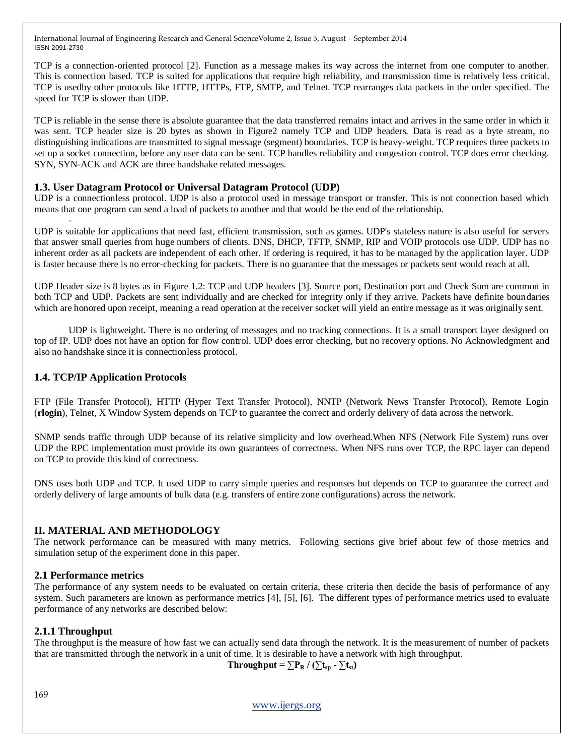TCP is a connection-oriented protocol [2]. Function as a message makes its way across the internet from one computer to another. This is connection based. TCP is suited for applications that require high reliability, and transmission time is relatively less critical. TCP is usedby other protocols like HTTP, HTTPs, FTP, SMTP, and Telnet. TCP rearranges data packets in the order specified. The speed for TCP is slower than UDP.

TCP is reliable in the sense there is absolute guarantee that the data transferred remains intact and arrives in the same order in which it was sent. TCP header size is 20 bytes as shown in Figure2 namely TCP and UDP headers. Data is read as a byte stream, no distinguishing indications are transmitted to signal message (segment) boundaries. TCP is heavy-weight. TCP requires three packets to set up a socket connection, before any user data can be sent. TCP handles reliability and congestion control. TCP does error checking. SYN, SYN-ACK and ACK are three handshake related messages.

### 1.3. User Datagram Protocol or Universal Datagram Protocol (UDP)

UDP is a connectionless protocol. UDP is also a protocol used in message transport or transfer. This is not connection based which means that one program can send a load of packets to another and that would be the end of the relationship.

-

UDP is suitable for applications that need fast, efficient transmission, such as games. UDP's stateless nature is also useful for servers that answer small queries from huge numbers of clients. DNS, DHCP, TFTP, SNMP, RIP and VOIP protocols use UDP. UDP has no inherent order as all packets are independent of each other. If ordering is required, it has to be managed by the application layer. UDP is faster because there is no error-checking for packets. There is no guarantee that the messages or packets sent would reach at all.

UDP Header size is 8 bytes as in Figure 1.2: TCP and UDP headers [3]. Source port, Destination port and Check Sum are common in both TCP and UDP. Packets are sent individually and are checked for integrity only if they arrive. Packets have definite boundaries which are honored upon receipt, meaning a read operation at the receiver socket will yield an entire message as it was originally sent.

UDP is lightweight. There is no ordering of messages and no tracking connections. It is a small transport layer designed on top of IP. UDP does not have an option for flow control. UDP does error checking, but no recovery options. No Acknowledgment and also no handshake since it is connectionless protocol.

### 1.4. TCP/IP Application Protocols

FTP (File Transfer Protocol), HTTP (Hyper Text Transfer Protocol), NNTP (Network News Transfer Protocol), Remote Login (**rlogin**), Telnet, X Window System depends on TCP to guarantee the correct and orderly delivery of data across the network.

SNMP sends traffic through UDP because of its relative simplicity and low overhead.When NFS (Network File System) runs over UDP the RPC implementation must provide its own guarantees of correctness. When NFS runs over TCP, the RPC layer can depend on TCP to provide this kind of correctness.

DNS uses both UDP and TCP. It used UDP to carry simple queries and responses but depends on TCP to guarantee the correct and orderly delivery of large amounts of bulk data (e.g. transfers of entire zone configurations) across the network.

## II. MATERIAL AND METHODOLOGY

The network performance can be measured with many metrics. Following sections give brief about few of those metrics and simulation setup of the experiment done in this paper.

### 2.1 Performance metrics

The performance of any system needs to be evaluated on certain criteria, these criteria then decide the basis of performance of any system. Such parameters are known as performance metrics [4], [5], [6]. The different types of performance metrics used to evaluate performance of any networks are described below:

### 2.1.1 Throughput

The throughput is the measure of how fast we can actually send data through the network. It is the measurement of number of packets that are transmitted through the network in a unit of time. It is desirable to have a network with high throughput.

$$\textbf{Throughput} = \sum P_R / (\sum t_{sp} - \sum t_{st})$$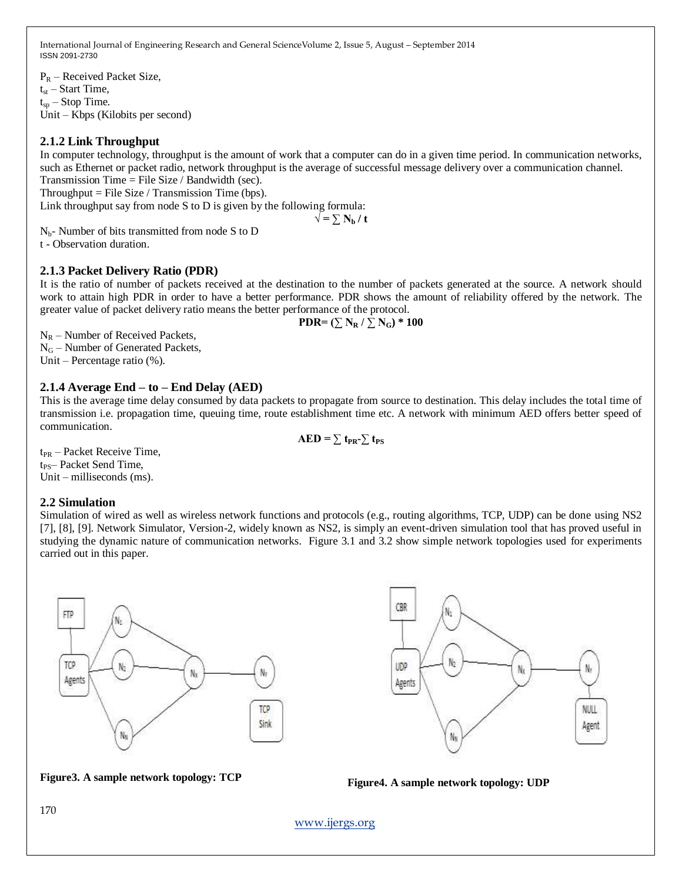$P_R$ – Received Packet Size,
$t_{st}$ – Start Time,
$t_{sp}$ – Stop Time.
Unit – Kbps (Kilobits per second)

### 2.1.2 Link Throughput

In computer technology, throughput is the amount of work that a computer can do in a given time period. In communication networks, such as Ethernet or packet radio, network throughput is the average of successful message delivery over a communication channel.
Transmission Time = File Size / Bandwidth (sec).
Throughput = File Size / Transmission Time (bps).
Link throughput say from node S to D is given by the following formula:

$$\surd = \sum N_b / t$$

$N_b$- Number of bits transmitted from node S to D
t - Observation duration.

### 2.1.3 Packet Delivery Ratio (PDR)

It is the ratio of number of packets received at the destination to the number of packets generated at the source. A network should work to attain high PDR in order to have a better performance. PDR shows the amount of reliability offered by the network. The greater value of packet delivery ratio means the better performance of the protocol.

$$\mathbf{PDR = (\sum N_R / \sum N_G) * 100}$$

$N_R$ – Number of Received Packets,
$N_G$ – Number of Generated Packets,
Unit – Percentage ratio (%).

### 2.1.4 Average End – to – End Delay (AED)

This is the average time delay consumed by data packets to propagate from source to destination. This delay includes the total time of transmission i.e. propagation time, queuing time, route establishment time etc. A network with minimum AED offers better speed of communication.

$$\mathbf{AED = \sum t_{PR} - \sum t_{PS}}$$

$t_{PR}$ – Packet Receive Time,
$t_{PS}$– Packet Send Time,
Unit – milliseconds (ms).

### 2.2 Simulation

Simulation of wired as well as wireless network functions and protocols (e.g., routing algorithms, TCP, UDP) can be done using NS2 [7], [8], [9]. Network Simulator, Version-2, widely known as NS2, is simply an event-driven simulation tool that has proved useful in studying the dynamic nature of communication networks. Figure 3.1 and 3.2 show simple network topologies used for experiments carried out in this paper.

**Figure3. A sample network topology: TCP**

**Figure4. A sample network topology: UDP**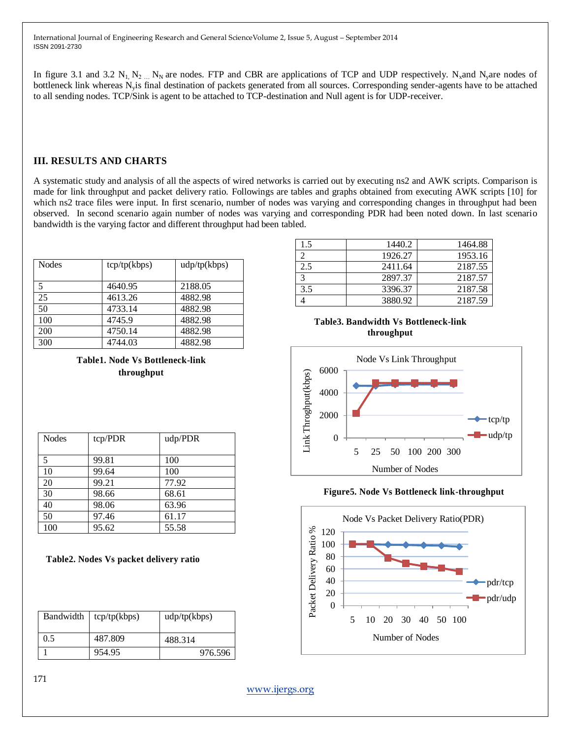In figure 3.1 and 3.2 $N_1, N_2 \ldots N_N$ are nodes. FTP and CBR are applications of TCP and UDP respectively. $N_x$ and $N_y$ are nodes of bottleneck link whereas $N_y$ is final destination of packets generated from all sources. Corresponding sender-agents have to be attached to all sending nodes. TCP/Sink is agent to be attached to TCP-destination and Null agent is for UDP-receiver.

## III. RESULTS AND CHARTS

A systematic study and analysis of all the aspects of wired networks is carried out by executing ns2 and AWK scripts. Comparison is made for link throughput and packet delivery ratio. Followings are tables and graphs obtained from executing AWK scripts [10] for which ns2 trace files were input. In first scenario, number of nodes was varying and corresponding changes in throughput had been observed. In second scenario again number of nodes was varying and corresponding PDR had been noted down. In last scenario bandwidth is the varying factor and different throughput had been tabled.

| Nodes | tcp/tp(kbps) | udp/tp(kbps) |
|---|---|---|
| 5 | 4640.95 | 2188.05 |
| 25 | 4613.26 | 4882.98 |
| 50 | 4733.14 | 4882.98 |
| 100 | 4745.9 | 4882.98 |
| 200 | 4750.14 | 4882.98 |
| 300 | 4744.03 | 4882.98 |

**Table1. Node Vs Bottleneck-link throughput**

| Nodes | tcp/PDR | udp/PDR |
|---|---|---|
| 5 | 99.81 | 100 |
| 10 | 99.64 | 100 |
| 20 | 99.21 | 77.92 |
| 30 | 98.66 | 68.61 |
| 40 | 98.06 | 63.96 |
| 50 | 97.46 | 61.17 |
| 100 | 95.62 | 55.58 |

**Table2. Nodes Vs packet delivery ratio**

| Bandwidth | tcp/tp(kbps) | udp/tp(kbps) |
|---|---|---|
| 0.5 | 487.809 | 488.314 |
| 1 | 954.95 | 976.596 |
| 1.5 | 1440.2 | 1464.88 |
| 2 | 1926.27 | 1953.16 |
| 2.5 | 2411.64 | 2187.55 |
| 3 | 2897.37 | 2187.57 |
| 3.5 | 3396.37 | 2187.58 |
| 4 | 3880.92 | 2187.59 |

**Table3. Bandwidth Vs Bottleneck-link throughput**

**Figure5. Node Vs Bottleneck link-throughput**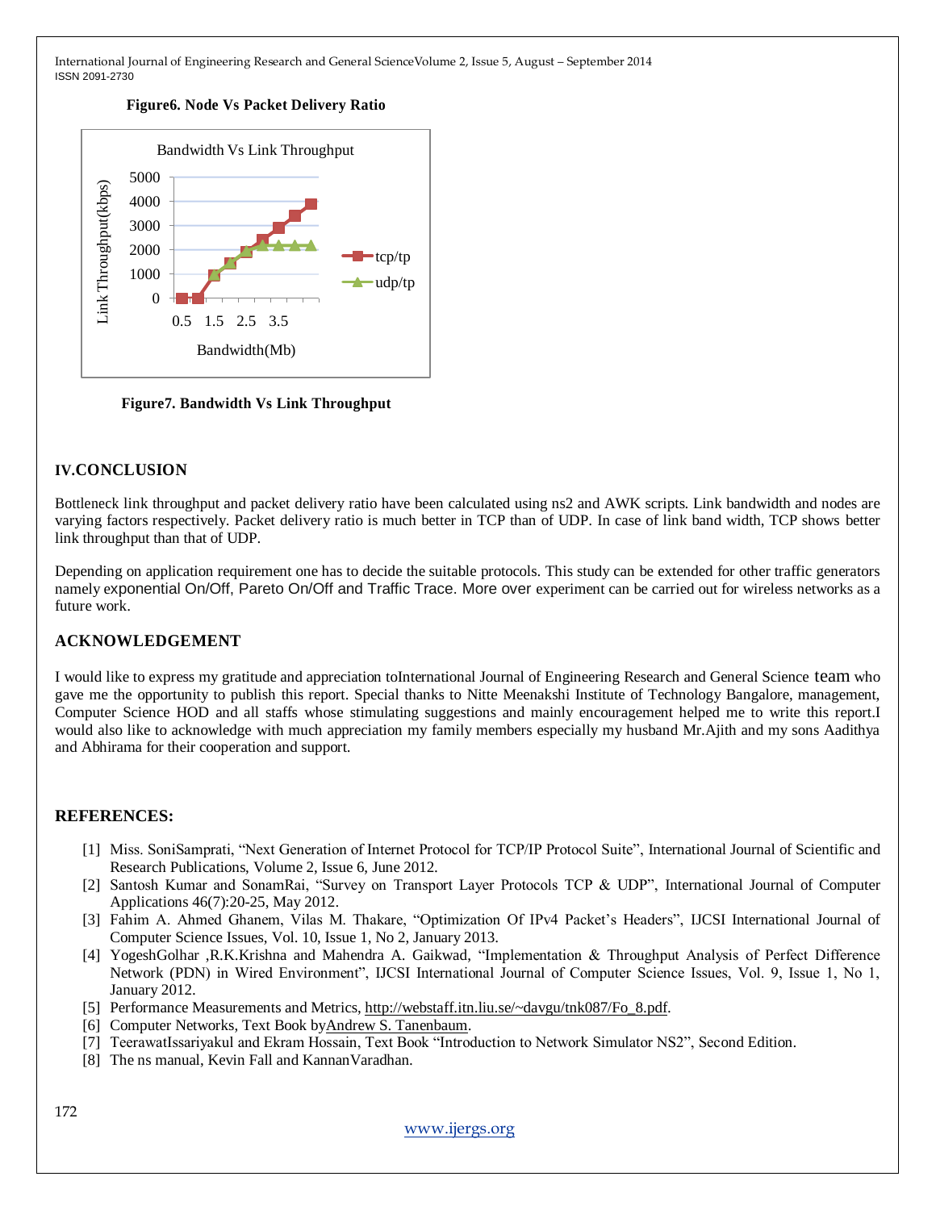**Figure6. Node Vs Packet Delivery Ratio**

**Figure7. Bandwidth Vs Link Throughput**

## IV.CONCLUSION

Bottleneck link throughput and packet delivery ratio have been calculated using ns2 and AWK scripts. Link bandwidth and nodes are varying factors respectively. Packet delivery ratio is much better in TCP than of UDP. In case of link band width, TCP shows better link throughput than that of UDP.

Depending on application requirement one has to decide the suitable protocols. This study can be extended for other traffic generators namely exponential On/Off, Pareto On/Off and Traffic Trace. More over experiment can be carried out for wireless networks as a future work.

## ACKNOWLEDGEMENT

I would like to express my gratitude and appreciation toInternational Journal of Engineering Research and General Science team who gave me the opportunity to publish this report. Special thanks to Nitte Meenakshi Institute of Technology Bangalore, management, Computer Science HOD and all staffs whose stimulating suggestions and mainly encouragement helped me to write this report.I would also like to acknowledge with much appreciation my family members especially my husband Mr.Ajith and my sons Aadithya and Abhirama for their cooperation and support.

## REFERENCES:

[1] Miss. SoniSamprati, "Next Generation of Internet Protocol for TCP/IP Protocol Suite", International Journal of Scientific and Research Publications, Volume 2, Issue 6, June 2012.

[2] Santosh Kumar and SonamRai, "Survey on Transport Layer Protocols TCP & UDP", International Journal of Computer Applications 46(7):20-25, May 2012.

[3] Fahim A. Ahmed Ghanem, Vilas M. Thakare, "Optimization Of IPv4 Packet's Headers", IJCSI International Journal of Computer Science Issues, Vol. 10, Issue 1, No 2, January 2013.

[4] YogeshGolhar ,R.K.Krishna and Mahendra A. Gaikwad, "Implementation & Throughput Analysis of Perfect Difference Network (PDN) in Wired Environment", IJCSI International Journal of Computer Science Issues, Vol. 9, Issue 1, No 1, January 2012.

[5] Performance Measurements and Metrics, http://webstaff.itn.liu.se/~davgu/tnk087/Fo_8.pdf.

[6] Computer Networks, Text Book byAndrew S. Tanenbaum.

[7] TeerawatIssariyakul and Ekram Hossain, Text Book "Introduction to Network Simulator NS2", Second Edition.

[8] The ns manual, Kevin Fall and KannanVaradhan.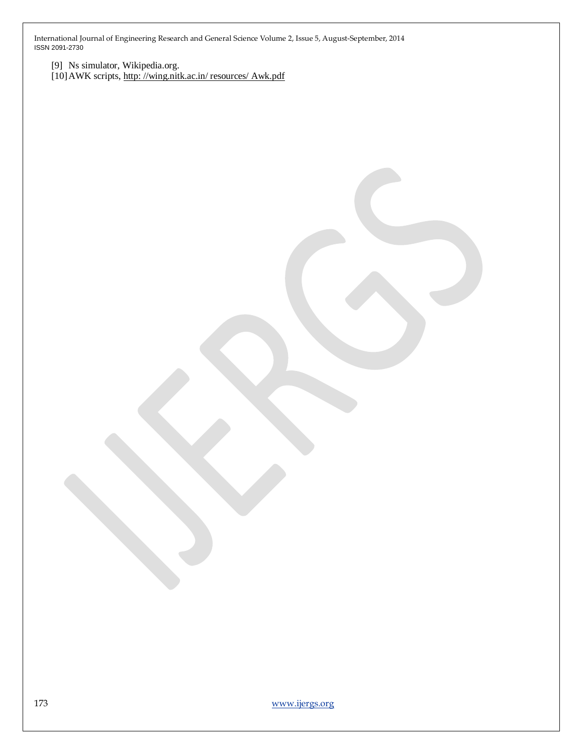[9] Ns simulator, Wikipedia.org.

[10] AWK scripts, http: //wing.nitk.ac.in/ resources/ Awk.pdf